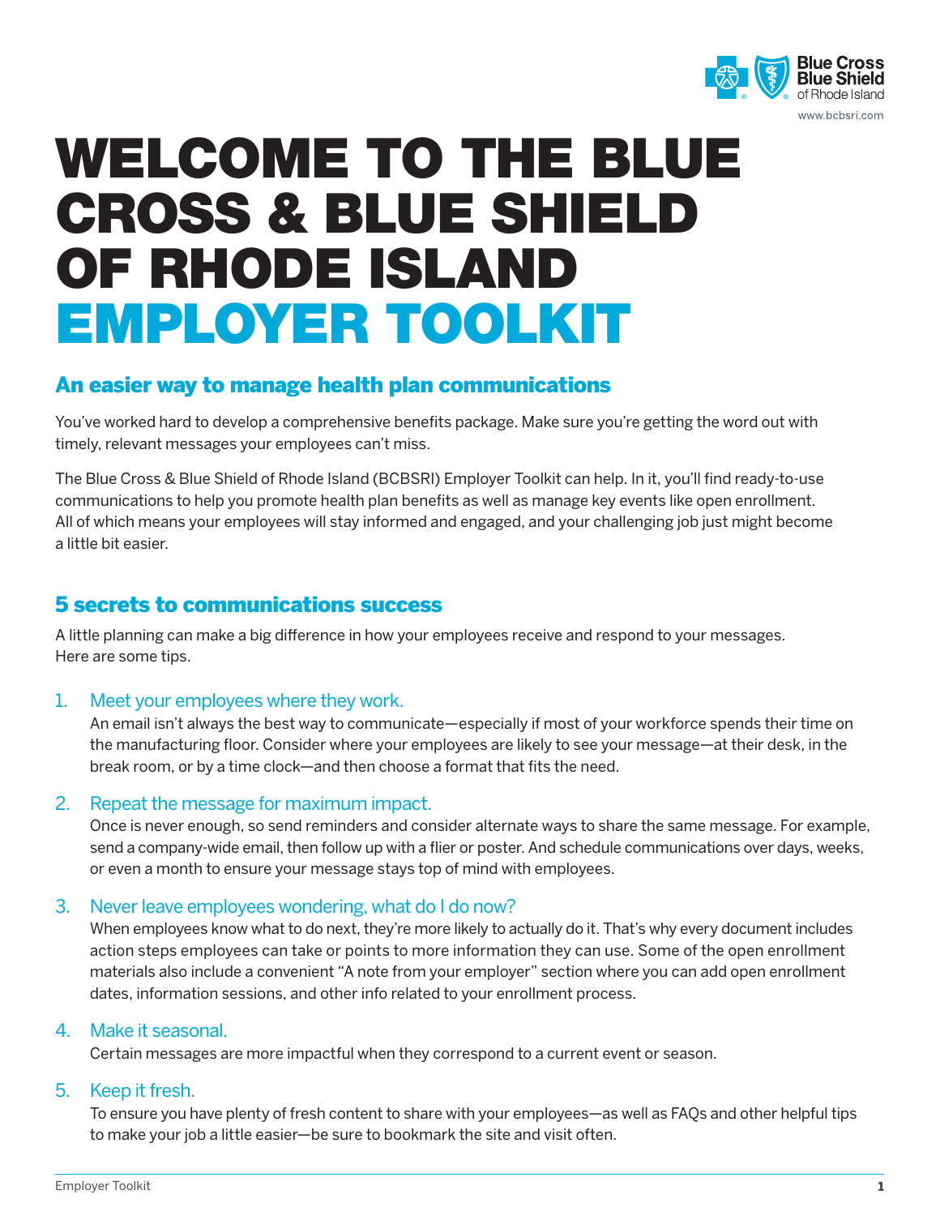# WELCOME TO THE BLUE CROSS & BLUE SHIELD OF RHODE ISLAND EMPLOYER TOOLKIT

## An easier way to manage health plan communications

You've worked hard to develop a comprehensive benefits package. Make sure you're getting the word out with timely, relevant messages your employees can't miss.

The Blue Cross & Blue Shield of Rhode Island (BCBSRI) Employer Toolkit can help. In it, you'll find ready-to-use communications to help you promote health plan benefits as well as manage key events like open enrollment. All of which means your employees will stay informed and engaged, and your challenging job just might become a little bit easier.

## 5 secrets to communications success

A little planning can make a big difference in how your employees receive and respond to your messages. Here are some tips.

1. Meet your employees where they work.
   An email isn't always the best way to communicate—especially if most of your workforce spends their time on the manufacturing floor. Consider where your employees are likely to see your message—at their desk, in the break room, or by a time clock—and then choose a format that fits the need.

2. Repeat the message for maximum impact.
   Once is never enough, so send reminders and consider alternate ways to share the same message. For example, send a company-wide email, then follow up with a flier or poster. And schedule communications over days, weeks, or even a month to ensure your message stays top of mind with employees.

3. Never leave employees wondering, what do I do now?
   When employees know what to do next, they're more likely to actually do it. That's why every document includes action steps employees can take or points to more information they can use. Some of the open enrollment materials also include a convenient "A note from your employer" section where you can add open enrollment dates, information sessions, and other info related to your enrollment process.

4. Make it seasonal.
   Certain messages are more impactful when they correspond to a current event or season.

5. Keep it fresh.
   To ensure you have plenty of fresh content to share with your employees—as well as FAQs and other helpful tips to make your job a little easier—be sure to bookmark the site and visit often.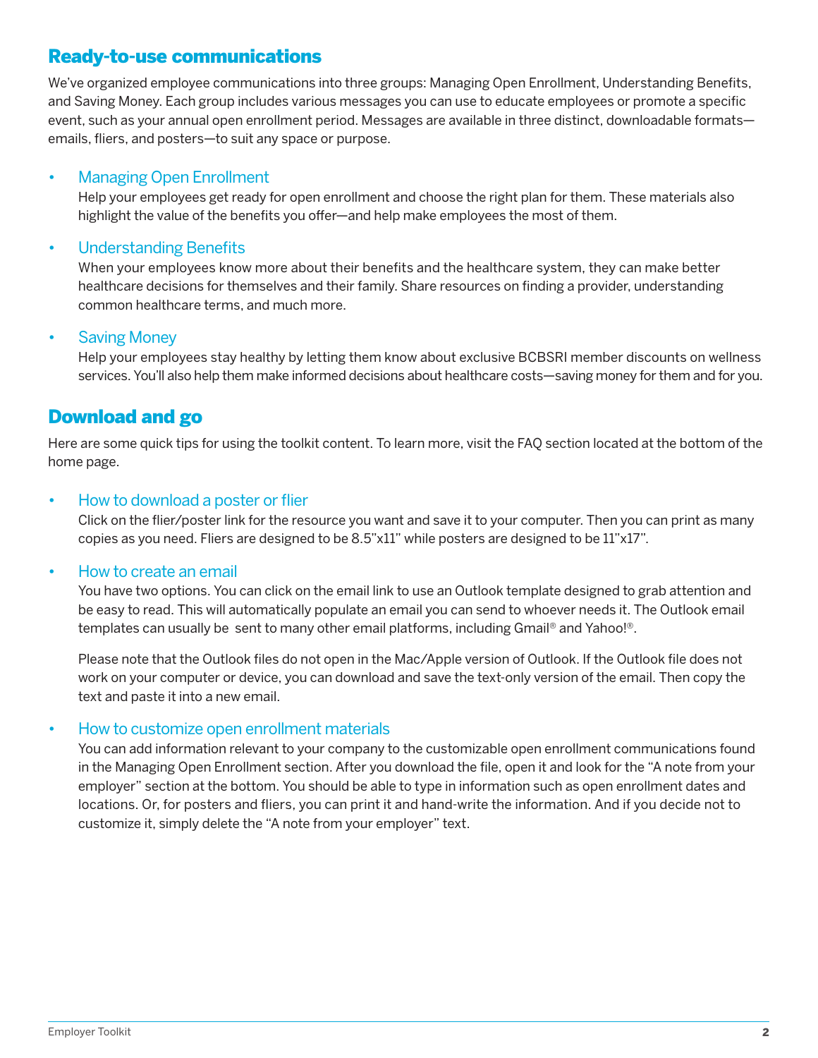## Ready-to-use communications

We've organized employee communications into three groups: Managing Open Enrollment, Understanding Benefits, and Saving Money. Each group includes various messages you can use to educate employees or promote a specific event, such as your annual open enrollment period. Messages are available in three distinct, downloadable formats—emails, fliers, and posters—to suit any space or purpose.

- Managing Open Enrollment
  Help your employees get ready for open enrollment and choose the right plan for them. These materials also highlight the value of the benefits you offer—and help make employees the most of them.
- Understanding Benefits
  When your employees know more about their benefits and the healthcare system, they can make better healthcare decisions for themselves and their family. Share resources on finding a provider, understanding common healthcare terms, and much more.
- Saving Money
  Help your employees stay healthy by letting them know about exclusive BCBSRI member discounts on wellness services. You'll also help them make informed decisions about healthcare costs—saving money for them and for you.

## Download and go

Here are some quick tips for using the toolkit content. To learn more, visit the FAQ section located at the bottom of the home page.

- How to download a poster or flier
  Click on the flier/poster link for the resource you want and save it to your computer. Then you can print as many copies as you need. Fliers are designed to be 8.5"x11" while posters are designed to be 11"x17".
- How to create an email
  You have two options. You can click on the email link to use an Outlook template designed to grab attention and be easy to read. This will automatically populate an email you can send to whoever needs it. The Outlook email templates can usually be sent to many other email platforms, including Gmail® and Yahoo!®.

  Please note that the Outlook files do not open in the Mac/Apple version of Outlook. If the Outlook file does not work on your computer or device, you can download and save the text-only version of the email. Then copy the text and paste it into a new email.
- How to customize open enrollment materials
  You can add information relevant to your company to the customizable open enrollment communications found in the Managing Open Enrollment section. After you download the file, open it and look for the "A note from your employer" section at the bottom. You should be able to type in information such as open enrollment dates and locations. Or, for posters and fliers, you can print it and hand-write the information. And if you decide not to customize it, simply delete the "A note from your employer" text.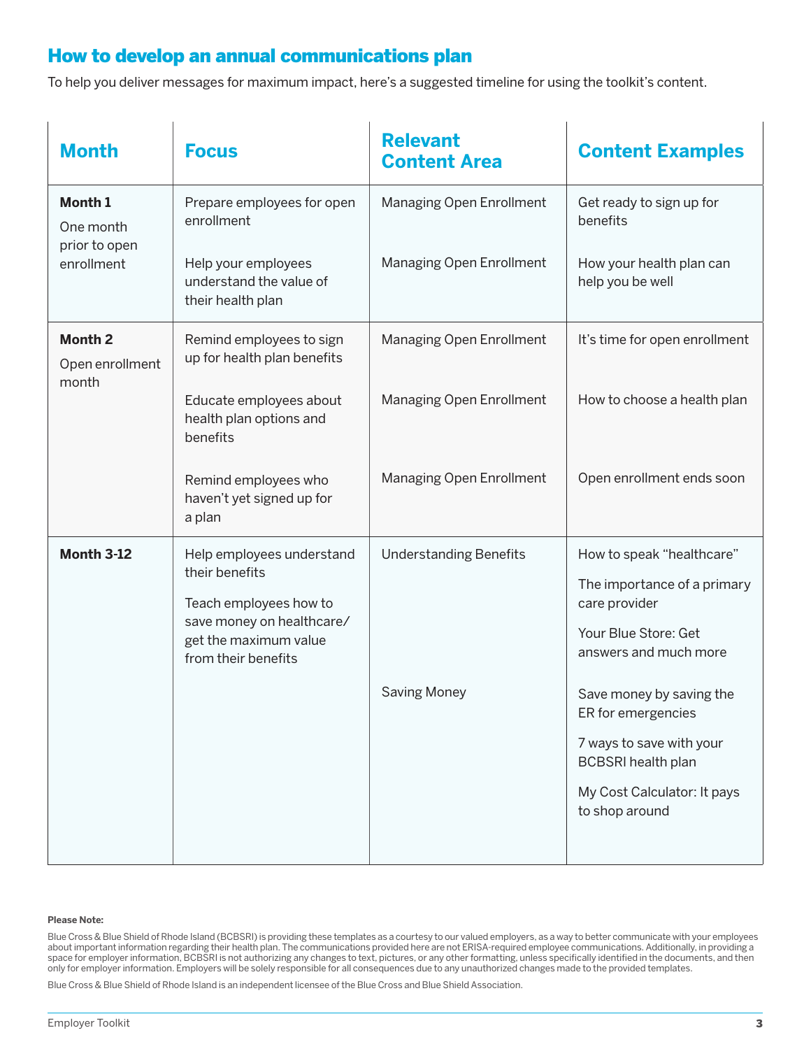## How to develop an annual communications plan

To help you deliver messages for maximum impact, here's a suggested timeline for using the toolkit's content.

| Month | Focus | Relevant Content Area | Content Examples |
|---|---|---|---|
| **Month 1** One month prior to open enrollment | Prepare employees for open enrollment | Managing Open Enrollment | Get ready to sign up for benefits |
| | Help your employees understand the value of their health plan | Managing Open Enrollment | How your health plan can help you be well |
| **Month 2** Open enrollment month | Remind employees to sign up for health plan benefits | Managing Open Enrollment | It's time for open enrollment |
| | Educate employees about health plan options and benefits | Managing Open Enrollment | How to choose a health plan |
| | Remind employees who haven't yet signed up for a plan | Managing Open Enrollment | Open enrollment ends soon |
| **Month 3-12** | Help employees understand their benefits<br>Teach employees how to save money on healthcare/ get the maximum value from their benefits | Understanding Benefits | How to speak "healthcare"<br>The importance of a primary care provider<br>Your Blue Store: Get answers and much more |
| | | Saving Money | Save money by saving the ER for emergencies<br>7 ways to save with your BCBSRI health plan<br>My Cost Calculator: It pays to shop around |

**Please Note:**

Blue Cross & Blue Shield of Rhode Island (BCBSRI) is providing these templates as a courtesy to our valued employers, as a way to better communicate with your employees about important information regarding their health plan. The communications provided here are not ERISA-required employee communications. Additionally, in providing a space for employer information, BCBSRI is not authorizing any changes to text, pictures, or any other formatting, unless specifically identified in the documents, and then only for employer information. Employers will be solely responsible for all consequences due to any unauthorized changes made to the provided templates.

Blue Cross & Blue Shield of Rhode Island is an independent licensee of the Blue Cross and Blue Shield Association.